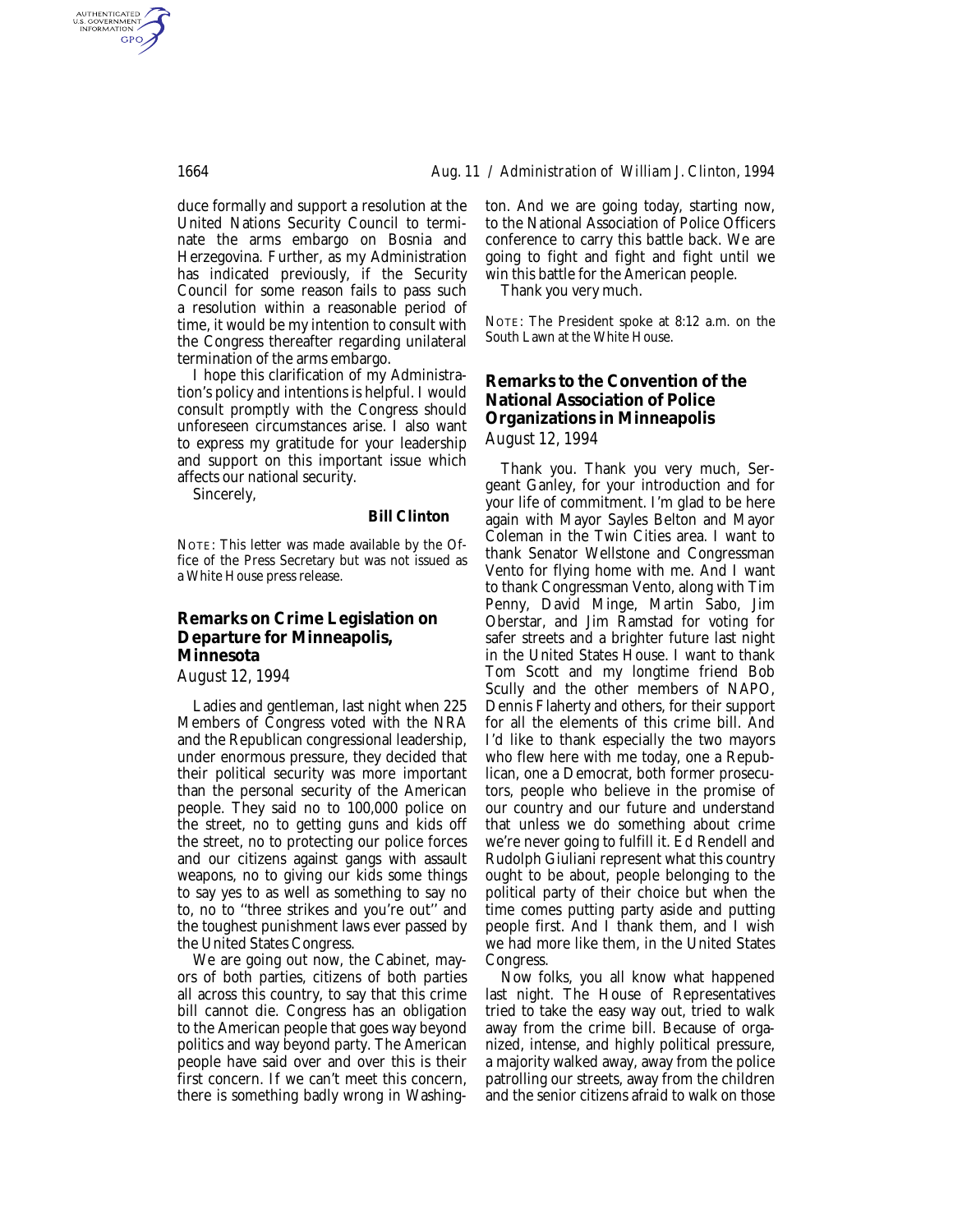duce formally and support a resolution at the United Nations Security Council to terminate the arms embargo on Bosnia and Herzegovina. Further, as my Administration has indicated previously, if the Security Council for some reason fails to pass such a resolution within a reasonable period of time, it would be my intention to consult with the Congress thereafter regarding unilateral termination of the arms embargo.

I hope this clarification of my Administration's policy and intentions is helpful. I would consult promptly with the Congress should unforeseen circumstances arise. I also want to express my gratitude for your leadership and support on this important issue which affects our national security.

Sincerely,

**Bill Clinton**

NOTE: This letter was made available by the Office of the Press Secretary but was not issued as a White House press release.

## Remarks on Crime Legislation on Departure for Minneapolis, Minnesota

*August 12, 1994*

Ladies and gentleman, last night when 225 Members of Congress voted with the NRA and the Republican congressional leadership, under enormous pressure, they decided that their political security was more important than the personal security of the American people. They said no to 100,000 police on the street, no to getting guns and kids off the street, no to protecting our police forces and our citizens against gangs with assault weapons, no to giving our kids some things to say yes to as well as something to say no to, no to ''three strikes and you're out'' and the toughest punishment laws ever passed by the United States Congress.

We are going out now, the Cabinet, mayors of both parties, citizens of both parties all across this country, to say that this crime bill cannot die. Congress has an obligation to the American people that goes way beyond politics and way beyond party. The American people have said over and over this is their first concern. If we can't meet this concern, there is something badly wrong in Washington. And we are going today, starting now, to the National Association of Police Officers conference to carry this battle back. We are going to fight and fight and fight until we win this battle for the American people.

Thank you very much.

NOTE: The President spoke at 8:12 a.m. on the South Lawn at the White House.

## Remarks to the Convention of the National Association of Police Organizations in Minneapolis

*August 12, 1994*

Thank you. Thank you very much, Sergeant Ganley, for your introduction and for your life of commitment. I'm glad to be here again with Mayor Sayles Belton and Mayor Coleman in the Twin Cities area. I want to thank Senator Wellstone and Congressman Vento for flying home with me. And I want to thank Congressman Vento, along with Tim Penny, David Minge, Martin Sabo, Jim Oberstar, and Jim Ramstad for voting for safer streets and a brighter future last night in the United States House. I want to thank Tom Scott and my longtime friend Bob Scully and the other members of NAPO, Dennis Flaherty and others, for their support for all the elements of this crime bill. And I'd like to thank especially the two mayors who flew here with me today, one a Republican, one a Democrat, both former prosecutors, people who believe in the promise of our country and our future and understand that unless we do something about crime we're never going to fulfill it. Ed Rendell and Rudolph Giuliani represent what this country ought to be about, people belonging to the political party of their choice but when the time comes putting party aside and putting people first. And I thank them, and I wish we had more like them, in the United States Congress.

Now folks, you all know what happened last night. The House of Representatives tried to take the easy way out, tried to walk away from the crime bill. Because of organized, intense, and highly political pressure, a majority walked away, away from the police patrolling our streets, away from the children and the senior citizens afraid to walk on those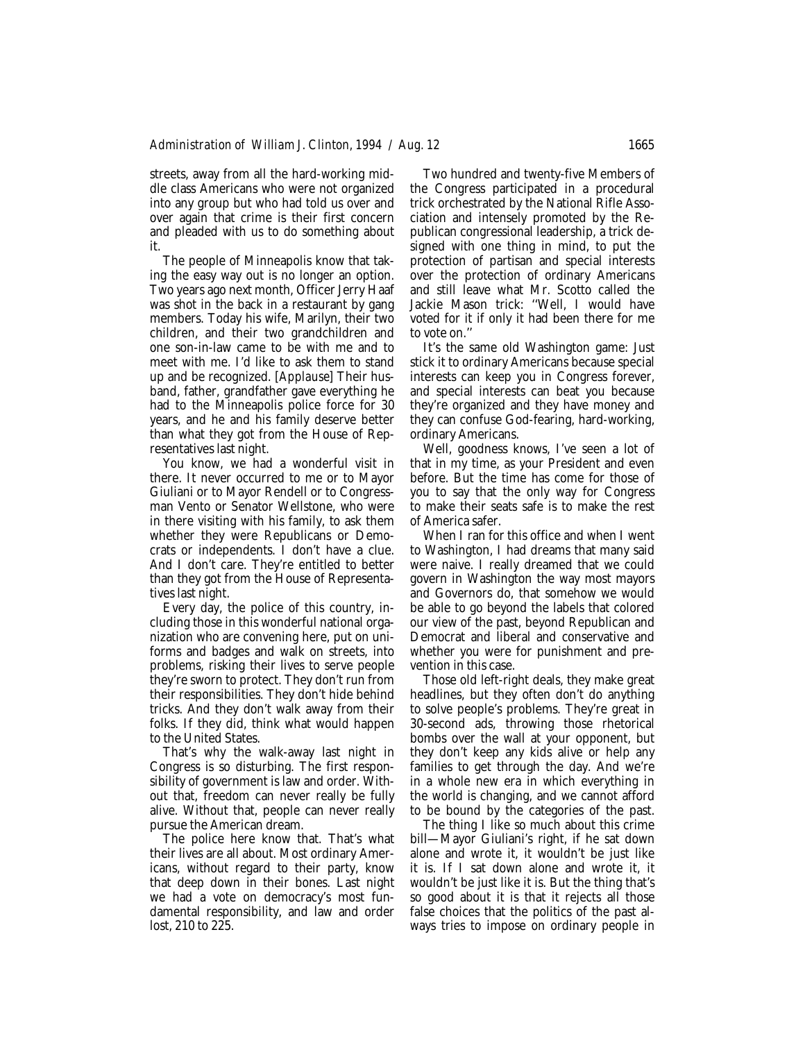streets, away from all the hard-working middle class Americans who were not organized into any group but who had told us over and over again that crime is their first concern and pleaded with us to do something about it.

The people of Minneapolis know that taking the easy way out is no longer an option. Two years ago next month, Officer Jerry Haaf was shot in the back in a restaurant by gang members. Today his wife, Marilyn, their two children, and their two grandchildren and one son-in-law came to be with me and to meet with me. I'd like to ask them to stand up and be recognized. [*Applause*] Their husband, father, grandfather gave everything he had to the Minneapolis police force for 30 years, and he and his family deserve better than what they got from the House of Representatives last night.

You know, we had a wonderful visit in there. It never occurred to me or to Mayor Giuliani or to Mayor Rendell or to Congressman Vento or Senator Wellstone, who were in there visiting with his family, to ask them whether they were Republicans or Democrats or independents. I don't have a clue. And I don't care. They're entitled to better than they got from the House of Representatives last night.

Every day, the police of this country, including those in this wonderful national organization who are convening here, put on uniforms and badges and walk on streets, into problems, risking their lives to serve people they're sworn to protect. They don't run from their responsibilities. They don't hide behind tricks. And they don't walk away from their folks. If they did, think what would happen to the United States.

That's why the walk-away last night in Congress is so disturbing. The first responsibility of government is law and order. Without that, freedom can never really be fully alive. Without that, people can never really pursue the American dream.

The police here know that. That's what their lives are all about. Most ordinary Americans, without regard to their party, know that deep down in their bones. Last night we had a vote on democracy's most fundamental responsibility, and law and order lost, 210 to 225.

Two hundred and twenty-five Members of the Congress participated in a procedural trick orchestrated by the National Rifle Association and intensely promoted by the Republican congressional leadership, a trick designed with one thing in mind, to put the protection of partisan and special interests over the protection of ordinary Americans and still leave what Mr. Scotto called the Jackie Mason trick: ''Well, I would have voted for it if only it had been there for me to vote on.''

It's the same old Washington game: Just stick it to ordinary Americans because special interests can keep you in Congress forever, and special interests can beat you because they're organized and they have money and they can confuse God-fearing, hard-working, ordinary Americans.

Well, goodness knows, I've seen a lot of that in my time, as your President and even before. But the time has come for those of you to say that the only way for Congress to make their seats safe is to make the rest of America safer.

When I ran for this office and when I went to Washington, I had dreams that many said were naive. I really dreamed that we could govern in Washington the way most mayors and Governors do, that somehow we would be able to go beyond the labels that colored our view of the past, beyond Republican and Democrat and liberal and conservative and whether you were for punishment and prevention in this case.

Those old left-right deals, they make great headlines, but they often don't do anything to solve people's problems. They're great in 30-second ads, throwing those rhetorical bombs over the wall at your opponent, but they don't keep any kids alive or help any families to get through the day. And we're in a whole new era in which everything in the world is changing, and we cannot afford to be bound by the categories of the past.

The thing I like so much about this crime bill—Mayor Giuliani's right, if he sat down alone and wrote it, it wouldn't be just like it is. If I sat down alone and wrote it, it wouldn't be just like it is. But the thing that's so good about it is that it rejects all those false choices that the politics of the past always tries to impose on ordinary people in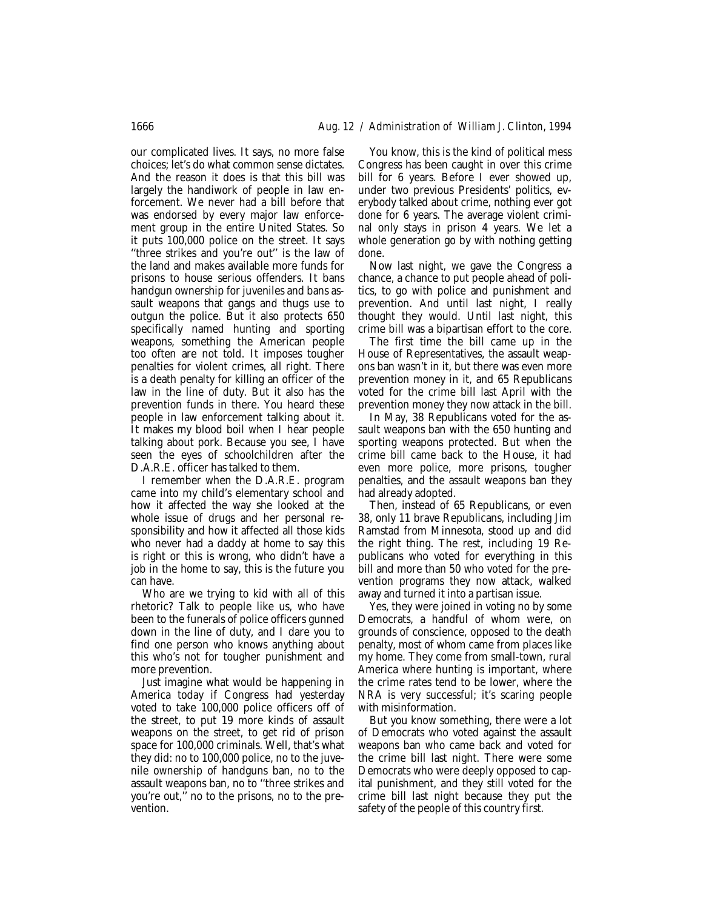our complicated lives. It says, no more false choices; let's do what common sense dictates. And the reason it does is that this bill was largely the handiwork of people in law enforcement. We never had a bill before that was endorsed by every major law enforcement group in the entire United States. So it puts 100,000 police on the street. It says ''three strikes and you're out'' is the law of the land and makes available more funds for prisons to house serious offenders. It bans handgun ownership for juveniles and bans assault weapons that gangs and thugs use to outgun the police. But it also protects 650 specifically named hunting and sporting weapons, something the American people too often are not told. It imposes tougher penalties for violent crimes, all right. There is a death penalty for killing an officer of the law in the line of duty. But it also has the prevention funds in there. You heard these people in law enforcement talking about it. It makes my blood boil when I hear people talking about pork. Because you see, I have seen the eyes of schoolchildren after the D.A.R.E. officer has talked to them.

I remember when the D.A.R.E. program came into my child's elementary school and how it affected the way she looked at the whole issue of drugs and her personal responsibility and how it affected all those kids who never had a daddy at home to say this is right or this is wrong, who didn't have a job in the home to say, this is the future you can have.

Who are we trying to kid with all of this rhetoric? Talk to people like us, who have been to the funerals of police officers gunned down in the line of duty, and I dare you to find one person who knows anything about this who's not for tougher punishment and more prevention.

Just imagine what would be happening in America today if Congress had yesterday voted to take 100,000 police officers off of the street, to put 19 more kinds of assault weapons on the street, to get rid of prison space for 100,000 criminals. Well, that's what they did: no to 100,000 police, no to the juvenile ownership of handguns ban, no to the assault weapons ban, no to ''three strikes and you're out,'' no to the prisons, no to the prevention.

You know, this is the kind of political mess Congress has been caught in over this crime bill for 6 years. Before I ever showed up, under two previous Presidents' politics, everybody talked about crime, nothing ever got done for 6 years. The average violent criminal only stays in prison 4 years. We let a whole generation go by with nothing getting done.

Now last night, we gave the Congress a chance, a chance to put people ahead of politics, to go with police and punishment and prevention. And until last night, I really thought they would. Until last night, this crime bill was a bipartisan effort to the core.

The first time the bill came up in the House of Representatives, the assault weapons ban wasn't in it, but there was even more prevention money in it, and 65 Republicans voted for the crime bill last April with the prevention money they now attack in the bill.

In May, 38 Republicans voted for the assault weapons ban with the 650 hunting and sporting weapons protected. But when the crime bill came back to the House, it had even more police, more prisons, tougher penalties, and the assault weapons ban they had already adopted.

Then, instead of 65 Republicans, or even 38, only 11 brave Republicans, including Jim Ramstad from Minnesota, stood up and did the right thing. The rest, including 19 Republicans who voted for everything in this bill and more than 50 who voted for the prevention programs they now attack, walked away and turned it into a partisan issue.

Yes, they were joined in voting no by some Democrats, a handful of whom were, on grounds of conscience, opposed to the death penalty, most of whom came from places like my home. They come from small-town, rural America where hunting is important, where the crime rates tend to be lower, where the NRA is very successful; it's scaring people with misinformation.

But you know something, there were a lot of Democrats who voted against the assault weapons ban who came back and voted for the crime bill last night. There were some Democrats who were deeply opposed to capital punishment, and they still voted for the crime bill last night because they put the safety of the people of this country first.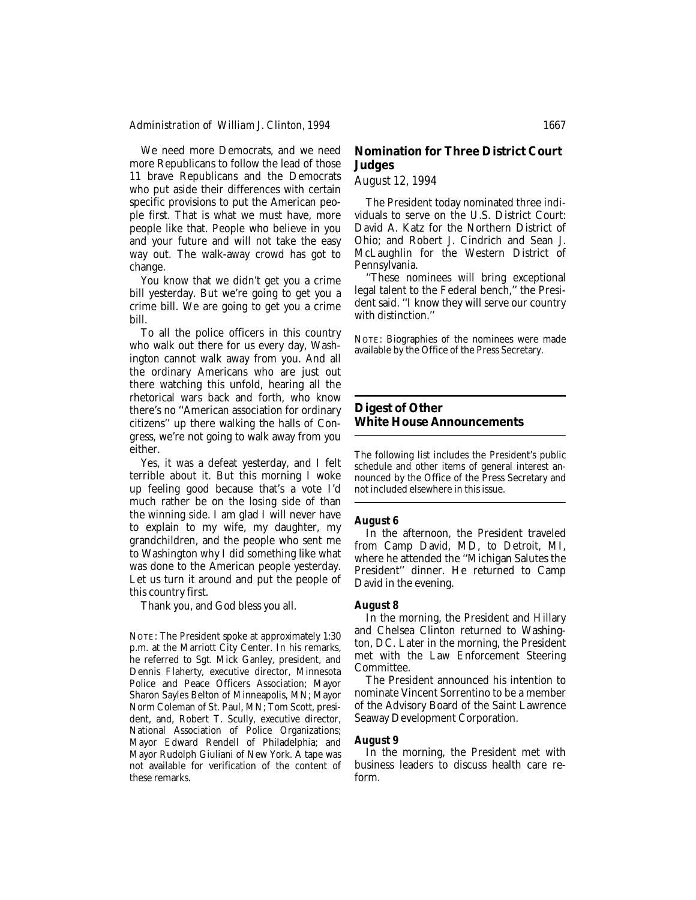We need more Democrats, and we need more Republicans to follow the lead of those 11 brave Republicans and the Democrats who put aside their differences with certain specific provisions to put the American people first. That is what we must have, more people like that. People who believe in you and your future and will not take the easy way out. The walk-away crowd has got to change.

You know that we didn't get you a crime bill yesterday. But we're going to get you a crime bill. We are going to get you a crime bill.

To all the police officers in this country who walk out there for us every day, Washington cannot walk away from you. And all the ordinary Americans who are just out there watching this unfold, hearing all the rhetorical wars back and forth, who know there's no ''American association for ordinary citizens'' up there walking the halls of Congress, we're not going to walk away from you either.

Yes, it was a defeat yesterday, and I felt terrible about it. But this morning I woke up feeling good because that's a vote I'd much rather be on the losing side of than the winning side. I am glad I will never have to explain to my wife, my daughter, my grandchildren, and the people who sent me to Washington why I did something like what was done to the American people yesterday. Let us turn it around and put the people of this country first.

Thank you, and God bless you all.

NOTE: The President spoke at approximately 1:30 p.m. at the Marriott City Center. In his remarks, he referred to Sgt. Mick Ganley, president, and Dennis Flaherty, executive director, Minnesota Police and Peace Officers Association; Mayor Sharon Sayles Belton of Minneapolis, MN; Mayor Norm Coleman of St. Paul, MN; Tom Scott, president, and, Robert T. Scully, executive director, National Association of Police Organizations; Mayor Edward Rendell of Philadelphia; and Mayor Rudolph Giuliani of New York. A tape was not available for verification of the content of these remarks.

## Nomination for Three District Court Judges

*August 12, 1994*

The President today nominated three individuals to serve on the U.S. District Court: David A. Katz for the Northern District of Ohio; and Robert J. Cindrich and Sean J. McLaughlin for the Western District of Pennsylvania.

''These nominees will bring exceptional legal talent to the Federal bench,'' the President said. ''I know they will serve our country with distinction.''

NOTE: Biographies of the nominees were made available by the Office of the Press Secretary.

## Digest of Other White House Announcements

The following list includes the President's public schedule and other items of general interest announced by the Office of the Press Secretary and not included elsewhere in this issue.

***August 6***

In the afternoon, the President traveled from Camp David, MD, to Detroit, MI, where he attended the ''Michigan Salutes the President'' dinner. He returned to Camp David in the evening.

***August 8***

In the morning, the President and Hillary and Chelsea Clinton returned to Washington, DC. Later in the morning, the President met with the Law Enforcement Steering Committee.

The President announced his intention to nominate Vincent Sorrentino to be a member of the Advisory Board of the Saint Lawrence Seaway Development Corporation.

***August 9***

In the morning, the President met with business leaders to discuss health care reform.